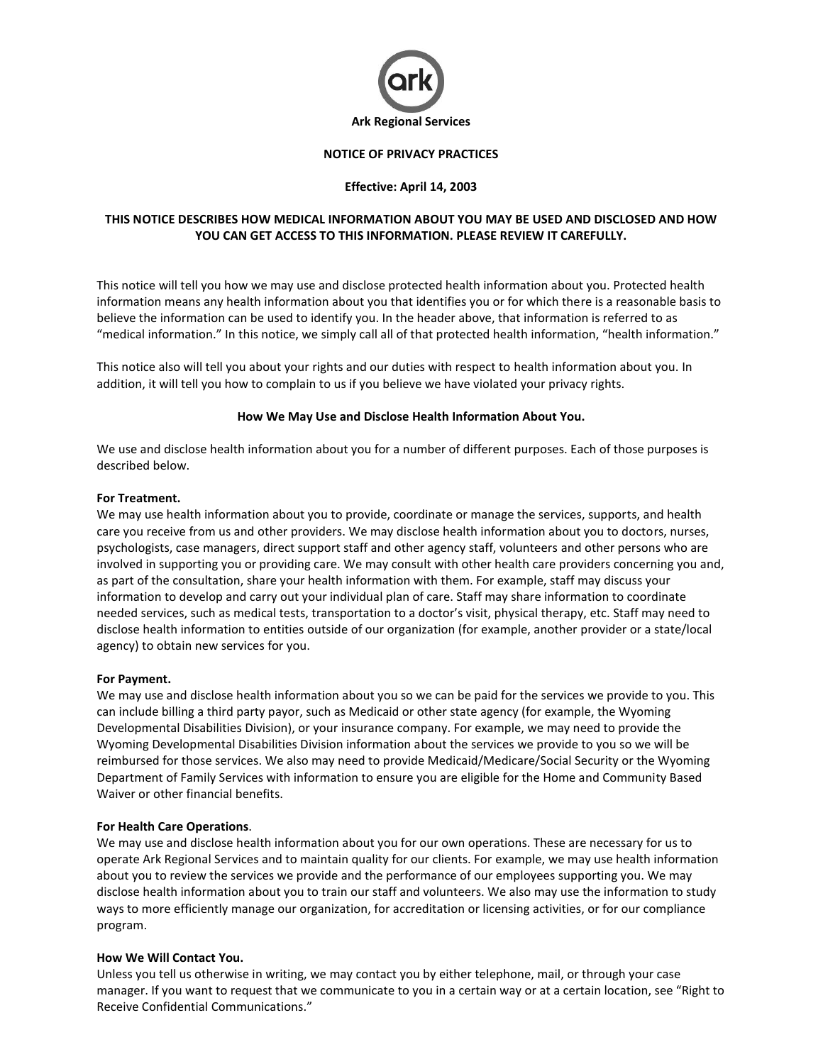**Ark Regional Services**

# NOTICE OF PRIVACY PRACTICES

**Effective: April 14, 2003**

**THIS NOTICE DESCRIBES HOW MEDICAL INFORMATION ABOUT YOU MAY BE USED AND DISCLOSED AND HOW YOU CAN GET ACCESS TO THIS INFORMATION. PLEASE REVIEW IT CAREFULLY.**

This notice will tell you how we may use and disclose protected health information about you. Protected health information means any health information about you that identifies you or for which there is a reasonable basis to believe the information can be used to identify you. In the header above, that information is referred to as "medical information." In this notice, we simply call all of that protected health information, "health information."

This notice also will tell you about your rights and our duties with respect to health information about you. In addition, it will tell you how to complain to us if you believe we have violated your privacy rights.

## How We May Use and Disclose Health Information About You.

We use and disclose health information about you for a number of different purposes. Each of those purposes is described below.

### For Treatment.

We may use health information about you to provide, coordinate or manage the services, supports, and health care you receive from us and other providers. We may disclose health information about you to doctors, nurses, psychologists, case managers, direct support staff and other agency staff, volunteers and other persons who are involved in supporting you or providing care. We may consult with other health care providers concerning you and, as part of the consultation, share your health information with them. For example, staff may discuss your information to develop and carry out your individual plan of care. Staff may share information to coordinate needed services, such as medical tests, transportation to a doctor's visit, physical therapy, etc. Staff may need to disclose health information to entities outside of our organization (for example, another provider or a state/local agency) to obtain new services for you.

### For Payment.

We may use and disclose health information about you so we can be paid for the services we provide to you. This can include billing a third party payor, such as Medicaid or other state agency (for example, the Wyoming Developmental Disabilities Division), or your insurance company. For example, we may need to provide the Wyoming Developmental Disabilities Division information about the services we provide to you so we will be reimbursed for those services. We also may need to provide Medicaid/Medicare/Social Security or the Wyoming Department of Family Services with information to ensure you are eligible for the Home and Community Based Waiver or other financial benefits.

### For Health Care Operations.

We may use and disclose health information about you for our own operations. These are necessary for us to operate Ark Regional Services and to maintain quality for our clients. For example, we may use health information about you to review the services we provide and the performance of our employees supporting you. We may disclose health information about you to train our staff and volunteers. We also may use the information to study ways to more efficiently manage our organization, for accreditation or licensing activities, or for our compliance program.

### How We Will Contact You.

Unless you tell us otherwise in writing, we may contact you by either telephone, mail, or through your case manager. If you want to request that we communicate to you in a certain way or at a certain location, see "Right to Receive Confidential Communications."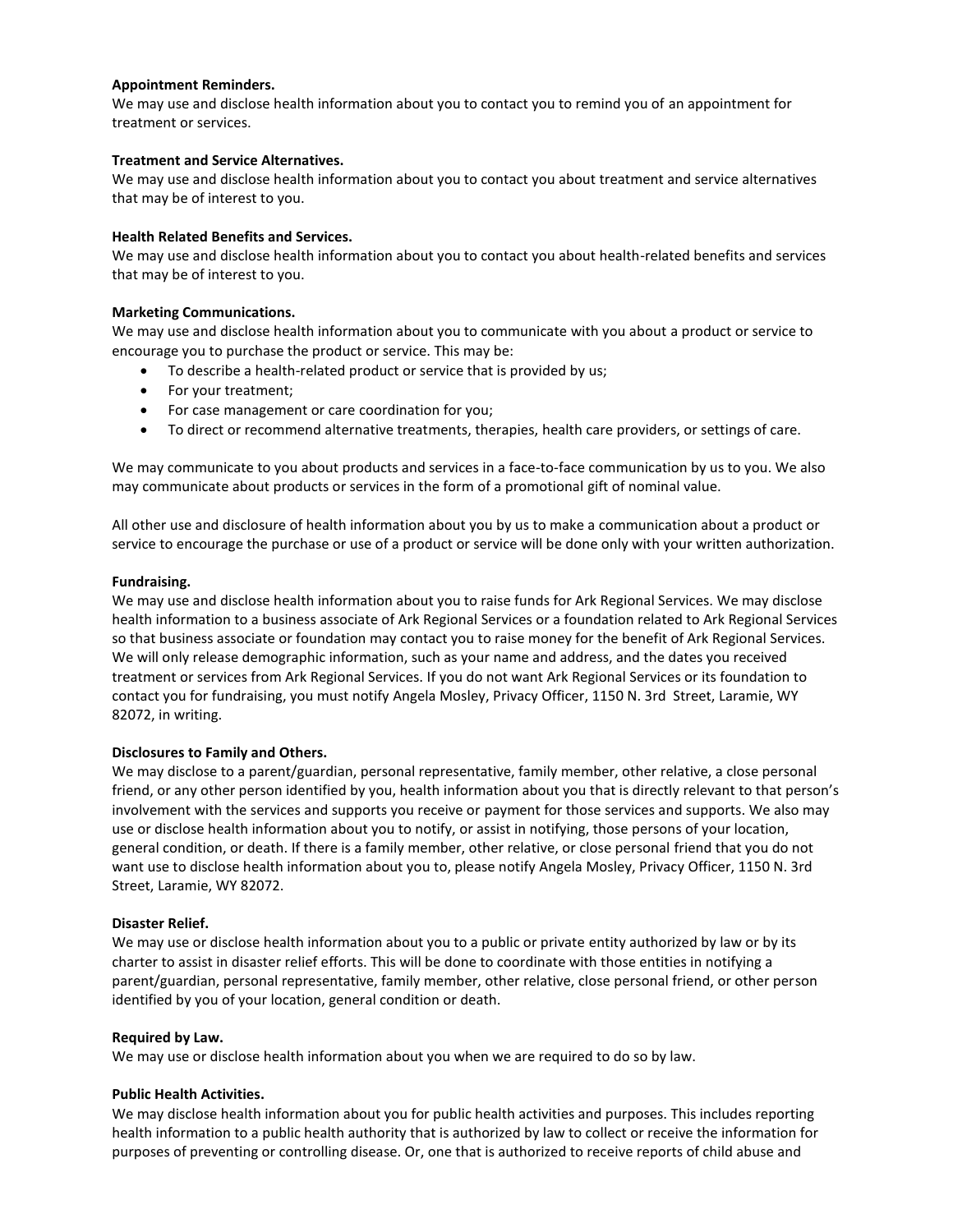**Appointment Reminders.**
We may use and disclose health information about you to contact you to remind you of an appointment for treatment or services.

**Treatment and Service Alternatives.**
We may use and disclose health information about you to contact you about treatment and service alternatives that may be of interest to you.

**Health Related Benefits and Services.**
We may use and disclose health information about you to contact you about health-related benefits and services that may be of interest to you.

**Marketing Communications.**
We may use and disclose health information about you to communicate with you about a product or service to encourage you to purchase the product or service. This may be:

- To describe a health-related product or service that is provided by us;
- For your treatment;
- For case management or care coordination for you;
- To direct or recommend alternative treatments, therapies, health care providers, or settings of care.

We may communicate to you about products and services in a face-to-face communication by us to you. We also may communicate about products or services in the form of a promotional gift of nominal value.

All other use and disclosure of health information about you by us to make a communication about a product or service to encourage the purchase or use of a product or service will be done only with your written authorization.

**Fundraising.**
We may use and disclose health information about you to raise funds for Ark Regional Services. We may disclose health information to a business associate of Ark Regional Services or a foundation related to Ark Regional Services so that business associate or foundation may contact you to raise money for the benefit of Ark Regional Services. We will only release demographic information, such as your name and address, and the dates you received treatment or services from Ark Regional Services. If you do not want Ark Regional Services or its foundation to contact you for fundraising, you must notify Angela Mosley, Privacy Officer, 1150 N. 3rd Street, Laramie, WY 82072, in writing.

**Disclosures to Family and Others.**
We may disclose to a parent/guardian, personal representative, family member, other relative, a close personal friend, or any other person identified by you, health information about you that is directly relevant to that person's involvement with the services and supports you receive or payment for those services and supports. We also may use or disclose health information about you to notify, or assist in notifying, those persons of your location, general condition, or death. If there is a family member, other relative, or close personal friend that you do not want use to disclose health information about you to, please notify Angela Mosley, Privacy Officer, 1150 N. 3rd Street, Laramie, WY 82072.

**Disaster Relief.**
We may use or disclose health information about you to a public or private entity authorized by law or by its charter to assist in disaster relief efforts. This will be done to coordinate with those entities in notifying a parent/guardian, personal representative, family member, other relative, close personal friend, or other person identified by you of your location, general condition or death.

**Required by Law.**
We may use or disclose health information about you when we are required to do so by law.

**Public Health Activities.**
We may disclose health information about you for public health activities and purposes. This includes reporting health information to a public health authority that is authorized by law to collect or receive the information for purposes of preventing or controlling disease. Or, one that is authorized to receive reports of child abuse and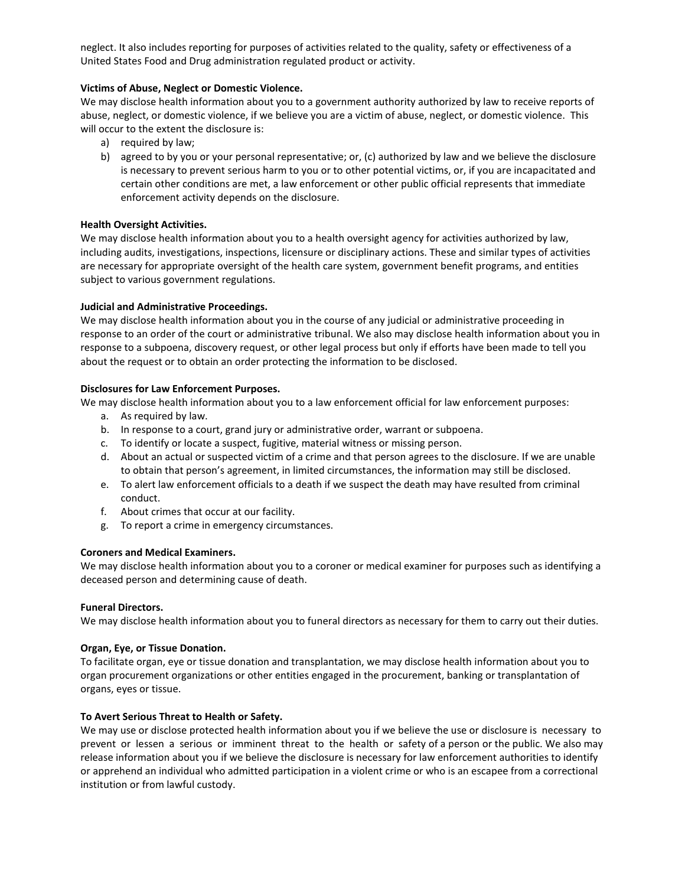neglect. It also includes reporting for purposes of activities related to the quality, safety or effectiveness of a United States Food and Drug administration regulated product or activity.

**Victims of Abuse, Neglect or Domestic Violence.**
We may disclose health information about you to a government authority authorized by law to receive reports of abuse, neglect, or domestic violence, if we believe you are a victim of abuse, neglect, or domestic violence. This will occur to the extent the disclosure is:

a) required by law;
b) agreed to by you or your personal representative; or, (c) authorized by law and we believe the disclosure is necessary to prevent serious harm to you or to other potential victims, or, if you are incapacitated and certain other conditions are met, a law enforcement or other public official represents that immediate enforcement activity depends on the disclosure.

**Health Oversight Activities.**
We may disclose health information about you to a health oversight agency for activities authorized by law, including audits, investigations, inspections, licensure or disciplinary actions. These and similar types of activities are necessary for appropriate oversight of the health care system, government benefit programs, and entities subject to various government regulations.

**Judicial and Administrative Proceedings.**
We may disclose health information about you in the course of any judicial or administrative proceeding in response to an order of the court or administrative tribunal. We also may disclose health information about you in response to a subpoena, discovery request, or other legal process but only if efforts have been made to tell you about the request or to obtain an order protecting the information to be disclosed.

**Disclosures for Law Enforcement Purposes.**
We may disclose health information about you to a law enforcement official for law enforcement purposes:

a. As required by law.
b. In response to a court, grand jury or administrative order, warrant or subpoena.
c. To identify or locate a suspect, fugitive, material witness or missing person.
d. About an actual or suspected victim of a crime and that person agrees to the disclosure. If we are unable to obtain that person's agreement, in limited circumstances, the information may still be disclosed.
e. To alert law enforcement officials to a death if we suspect the death may have resulted from criminal conduct.
f. About crimes that occur at our facility.
g. To report a crime in emergency circumstances.

**Coroners and Medical Examiners.**
We may disclose health information about you to a coroner or medical examiner for purposes such as identifying a deceased person and determining cause of death.

**Funeral Directors.**
We may disclose health information about you to funeral directors as necessary for them to carry out their duties.

**Organ, Eye, or Tissue Donation.**
To facilitate organ, eye or tissue donation and transplantation, we may disclose health information about you to organ procurement organizations or other entities engaged in the procurement, banking or transplantation of organs, eyes or tissue.

**To Avert Serious Threat to Health or Safety.**
We may use or disclose protected health information about you if we believe the use or disclosure is necessary to prevent or lessen a serious or imminent threat to the health or safety of a person or the public. We also may release information about you if we believe the disclosure is necessary for law enforcement authorities to identify or apprehend an individual who admitted participation in a violent crime or who is an escapee from a correctional institution or from lawful custody.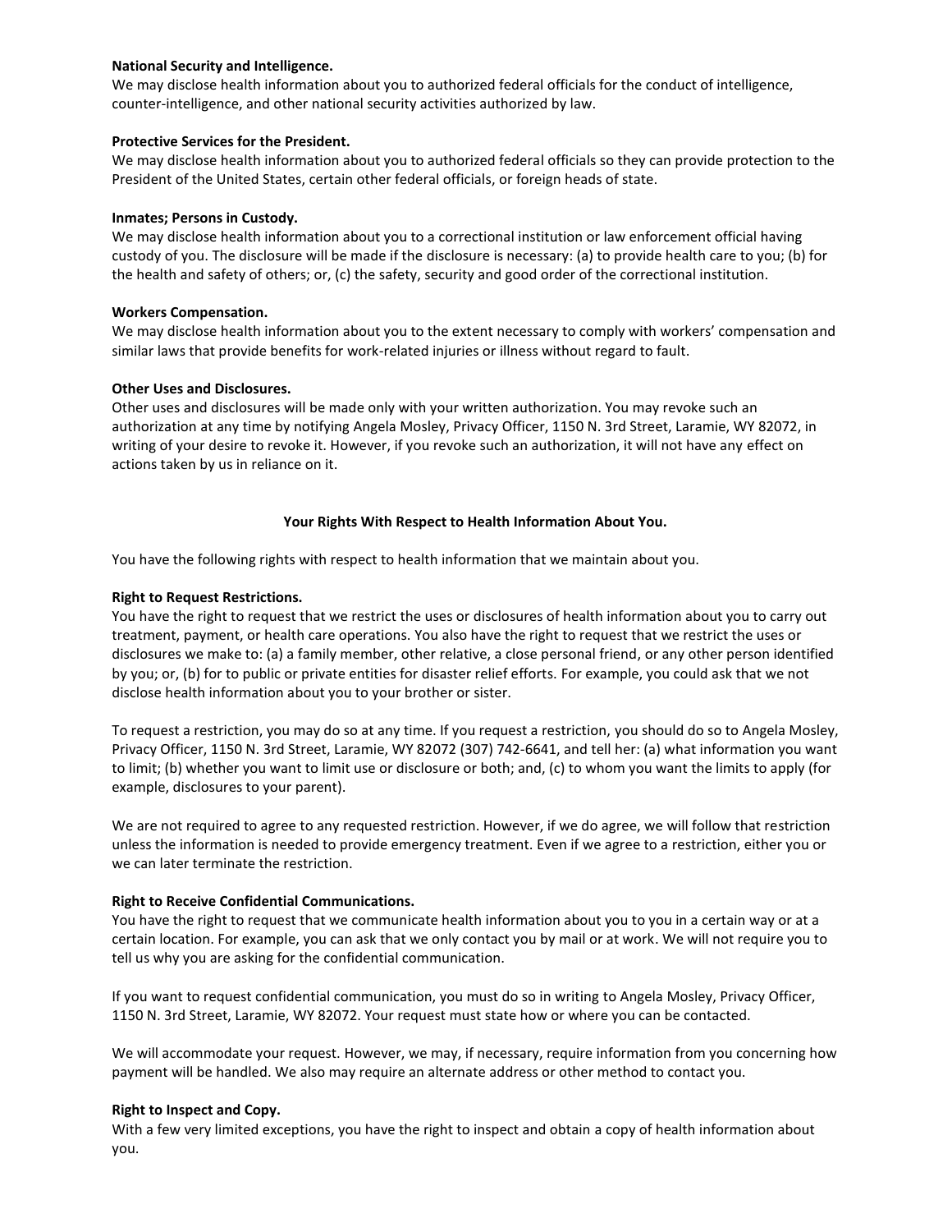**National Security and Intelligence.**
We may disclose health information about you to authorized federal officials for the conduct of intelligence, counter-intelligence, and other national security activities authorized by law.

**Protective Services for the President.**
We may disclose health information about you to authorized federal officials so they can provide protection to the President of the United States, certain other federal officials, or foreign heads of state.

**Inmates; Persons in Custody.**
We may disclose health information about you to a correctional institution or law enforcement official having custody of you. The disclosure will be made if the disclosure is necessary: (a) to provide health care to you; (b) for the health and safety of others; or, (c) the safety, security and good order of the correctional institution.

**Workers Compensation.**
We may disclose health information about you to the extent necessary to comply with workers' compensation and similar laws that provide benefits for work-related injuries or illness without regard to fault.

**Other Uses and Disclosures.**
Other uses and disclosures will be made only with your written authorization. You may revoke such an authorization at any time by notifying Angela Mosley, Privacy Officer, 1150 N. 3rd Street, Laramie, WY 82072, in writing of your desire to revoke it. However, if you revoke such an authorization, it will not have any effect on actions taken by us in reliance on it.

## Your Rights With Respect to Health Information About You.

You have the following rights with respect to health information that we maintain about you.

**Right to Request Restrictions.**
You have the right to request that we restrict the uses or disclosures of health information about you to carry out treatment, payment, or health care operations. You also have the right to request that we restrict the uses or disclosures we make to: (a) a family member, other relative, a close personal friend, or any other person identified by you; or, (b) for to public or private entities for disaster relief efforts. For example, you could ask that we not disclose health information about you to your brother or sister.

To request a restriction, you may do so at any time. If you request a restriction, you should do so to Angela Mosley, Privacy Officer, 1150 N. 3rd Street, Laramie, WY 82072 (307) 742-6641, and tell her: (a) what information you want to limit; (b) whether you want to limit use or disclosure or both; and, (c) to whom you want the limits to apply (for example, disclosures to your parent).

We are not required to agree to any requested restriction. However, if we do agree, we will follow that restriction unless the information is needed to provide emergency treatment. Even if we agree to a restriction, either you or we can later terminate the restriction.

**Right to Receive Confidential Communications.**
You have the right to request that we communicate health information about you to you in a certain way or at a certain location. For example, you can ask that we only contact you by mail or at work. We will not require you to tell us why you are asking for the confidential communication.

If you want to request confidential communication, you must do so in writing to Angela Mosley, Privacy Officer, 1150 N. 3rd Street, Laramie, WY 82072. Your request must state how or where you can be contacted.

We will accommodate your request. However, we may, if necessary, require information from you concerning how payment will be handled. We also may require an alternate address or other method to contact you.

**Right to Inspect and Copy.**
With a few very limited exceptions, you have the right to inspect and obtain a copy of health information about you.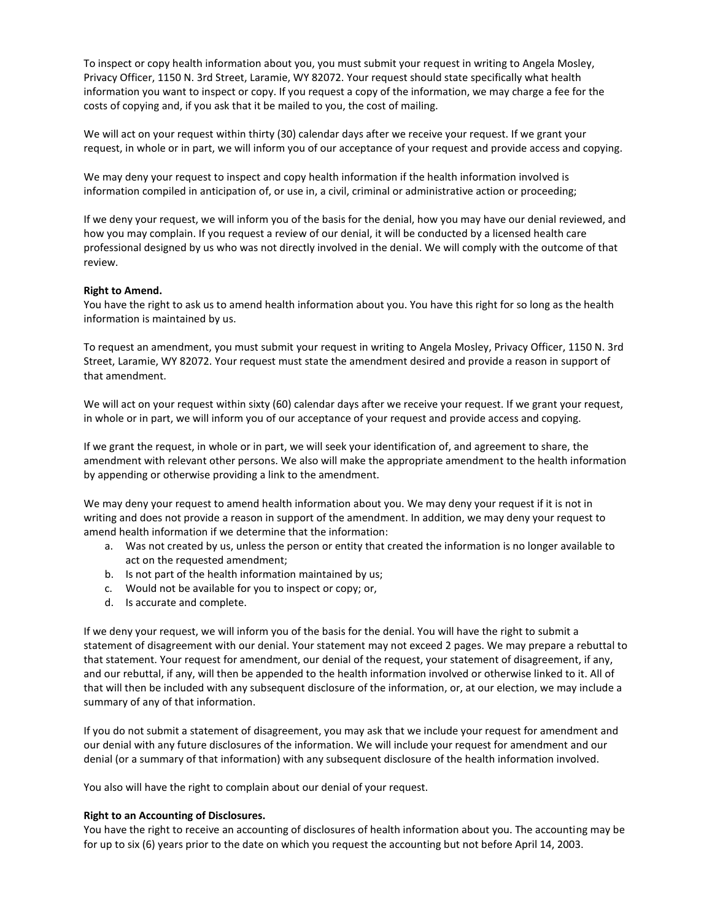To inspect or copy health information about you, you must submit your request in writing to Angela Mosley, Privacy Officer, 1150 N. 3rd Street, Laramie, WY 82072. Your request should state specifically what health information you want to inspect or copy. If you request a copy of the information, we may charge a fee for the costs of copying and, if you ask that it be mailed to you, the cost of mailing.

We will act on your request within thirty (30) calendar days after we receive your request. If we grant your request, in whole or in part, we will inform you of our acceptance of your request and provide access and copying.

We may deny your request to inspect and copy health information if the health information involved is information compiled in anticipation of, or use in, a civil, criminal or administrative action or proceeding;

If we deny your request, we will inform you of the basis for the denial, how you may have our denial reviewed, and how you may complain. If you request a review of our denial, it will be conducted by a licensed health care professional designed by us who was not directly involved in the denial. We will comply with the outcome of that review.

**Right to Amend.**
You have the right to ask us to amend health information about you. You have this right for so long as the health information is maintained by us.

To request an amendment, you must submit your request in writing to Angela Mosley, Privacy Officer, 1150 N. 3rd Street, Laramie, WY 82072. Your request must state the amendment desired and provide a reason in support of that amendment.

We will act on your request within sixty (60) calendar days after we receive your request. If we grant your request, in whole or in part, we will inform you of our acceptance of your request and provide access and copying.

If we grant the request, in whole or in part, we will seek your identification of, and agreement to share, the amendment with relevant other persons. We also will make the appropriate amendment to the health information by appending or otherwise providing a link to the amendment.

We may deny your request to amend health information about you. We may deny your request if it is not in writing and does not provide a reason in support of the amendment. In addition, we may deny your request to amend health information if we determine that the information:

a. Was not created by us, unless the person or entity that created the information is no longer available to act on the requested amendment;
b. Is not part of the health information maintained by us;
c. Would not be available for you to inspect or copy; or,
d. Is accurate and complete.

If we deny your request, we will inform you of the basis for the denial. You will have the right to submit a statement of disagreement with our denial. Your statement may not exceed 2 pages. We may prepare a rebuttal to that statement. Your request for amendment, our denial of the request, your statement of disagreement, if any, and our rebuttal, if any, will then be appended to the health information involved or otherwise linked to it. All of that will then be included with any subsequent disclosure of the information, or, at our election, we may include a summary of any of that information.

If you do not submit a statement of disagreement, you may ask that we include your request for amendment and our denial with any future disclosures of the information. We will include your request for amendment and our denial (or a summary of that information) with any subsequent disclosure of the health information involved.

You also will have the right to complain about our denial of your request.

**Right to an Accounting of Disclosures.**
You have the right to receive an accounting of disclosures of health information about you. The accounting may be for up to six (6) years prior to the date on which you request the accounting but not before April 14, 2003.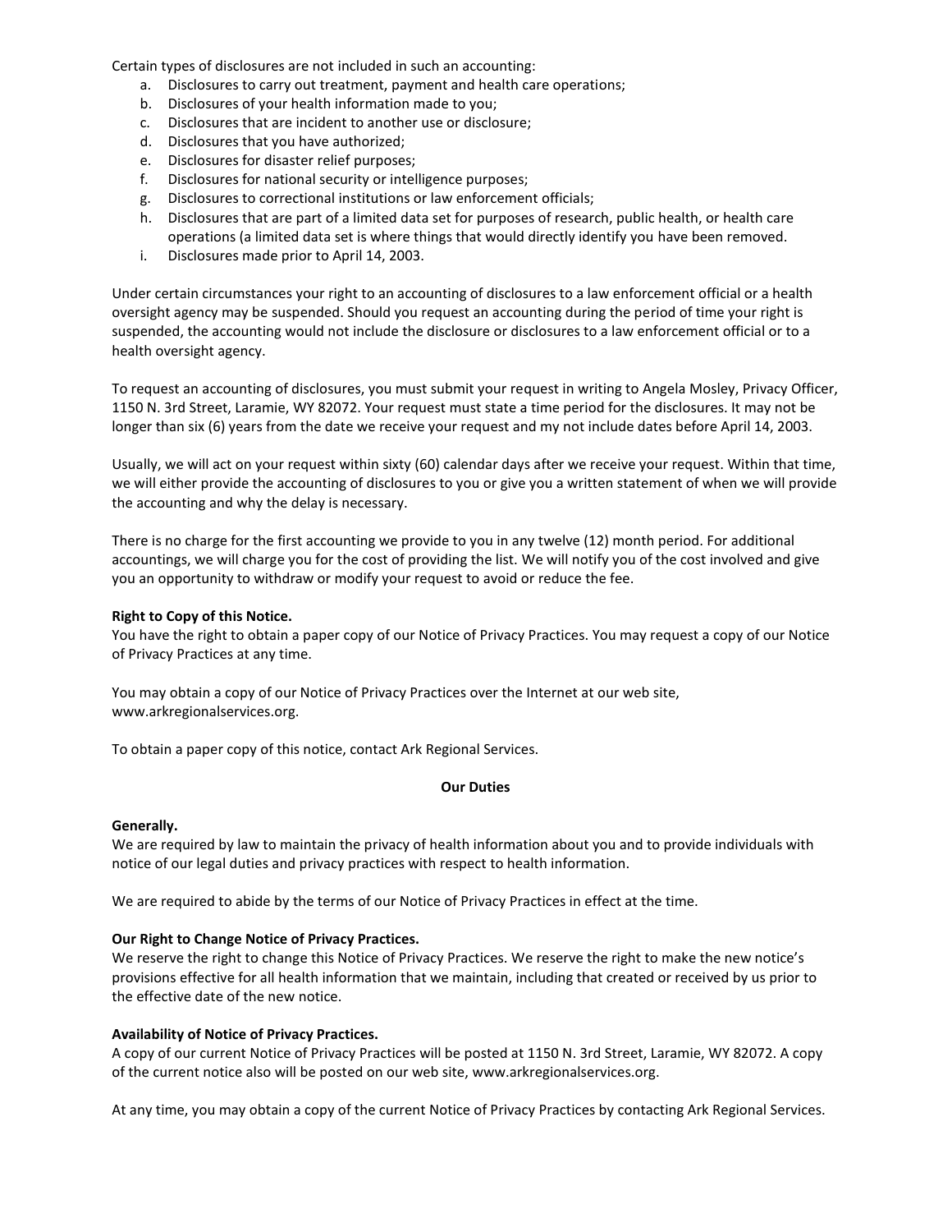Certain types of disclosures are not included in such an accounting:

a. Disclosures to carry out treatment, payment and health care operations;
b. Disclosures of your health information made to you;
c. Disclosures that are incident to another use or disclosure;
d. Disclosures that you have authorized;
e. Disclosures for disaster relief purposes;
f. Disclosures for national security or intelligence purposes;
g. Disclosures to correctional institutions or law enforcement officials;
h. Disclosures that are part of a limited data set for purposes of research, public health, or health care operations (a limited data set is where things that would directly identify you have been removed.
i. Disclosures made prior to April 14, 2003.

Under certain circumstances your right to an accounting of disclosures to a law enforcement official or a health oversight agency may be suspended. Should you request an accounting during the period of time your right is suspended, the accounting would not include the disclosure or disclosures to a law enforcement official or to a health oversight agency.

To request an accounting of disclosures, you must submit your request in writing to Angela Mosley, Privacy Officer, 1150 N. 3rd Street, Laramie, WY 82072. Your request must state a time period for the disclosures. It may not be longer than six (6) years from the date we receive your request and my not include dates before April 14, 2003.

Usually, we will act on your request within sixty (60) calendar days after we receive your request. Within that time, we will either provide the accounting of disclosures to you or give you a written statement of when we will provide the accounting and why the delay is necessary.

There is no charge for the first accounting we provide to you in any twelve (12) month period. For additional accountings, we will charge you for the cost of providing the list. We will notify you of the cost involved and give you an opportunity to withdraw or modify your request to avoid or reduce the fee.

**Right to Copy of this Notice.**
You have the right to obtain a paper copy of our Notice of Privacy Practices. You may request a copy of our Notice of Privacy Practices at any time.

You may obtain a copy of our Notice of Privacy Practices over the Internet at our web site, www.arkregionalservices.org.

To obtain a paper copy of this notice, contact Ark Regional Services.

## Our Duties

**Generally.**
We are required by law to maintain the privacy of health information about you and to provide individuals with notice of our legal duties and privacy practices with respect to health information.

We are required to abide by the terms of our Notice of Privacy Practices in effect at the time.

**Our Right to Change Notice of Privacy Practices.**
We reserve the right to change this Notice of Privacy Practices. We reserve the right to make the new notice's provisions effective for all health information that we maintain, including that created or received by us prior to the effective date of the new notice.

**Availability of Notice of Privacy Practices.**
A copy of our current Notice of Privacy Practices will be posted at 1150 N. 3rd Street, Laramie, WY 82072. A copy of the current notice also will be posted on our web site, www.arkregionalservices.org.

At any time, you may obtain a copy of the current Notice of Privacy Practices by contacting Ark Regional Services.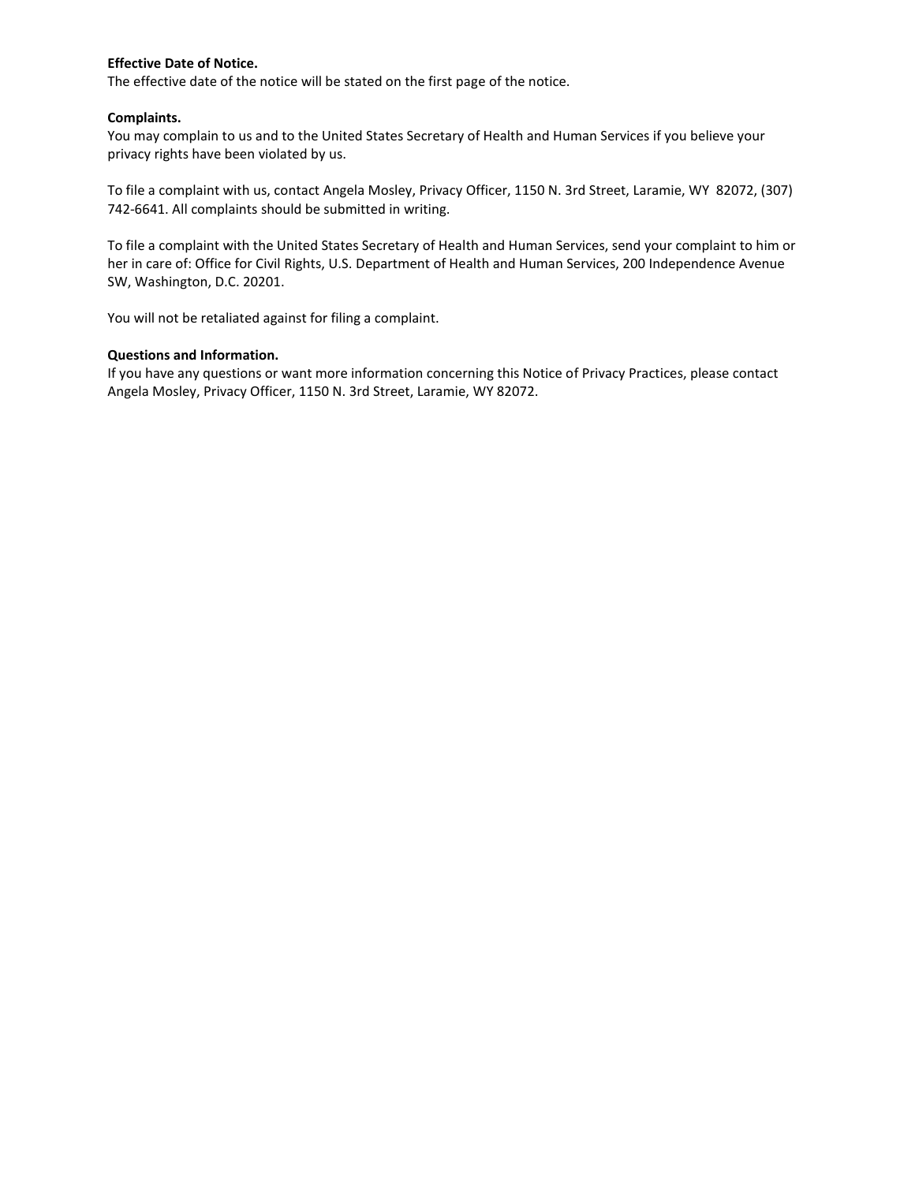**Effective Date of Notice.**
The effective date of the notice will be stated on the first page of the notice.

**Complaints.**
You may complain to us and to the United States Secretary of Health and Human Services if you believe your privacy rights have been violated by us.

To file a complaint with us, contact Angela Mosley, Privacy Officer, 1150 N. 3rd Street, Laramie, WY 82072, (307) 742-6641. All complaints should be submitted in writing.

To file a complaint with the United States Secretary of Health and Human Services, send your complaint to him or her in care of: Office for Civil Rights, U.S. Department of Health and Human Services, 200 Independence Avenue SW, Washington, D.C. 20201.

You will not be retaliated against for filing a complaint.

**Questions and Information.**
If you have any questions or want more information concerning this Notice of Privacy Practices, please contact Angela Mosley, Privacy Officer, 1150 N. 3rd Street, Laramie, WY 82072.